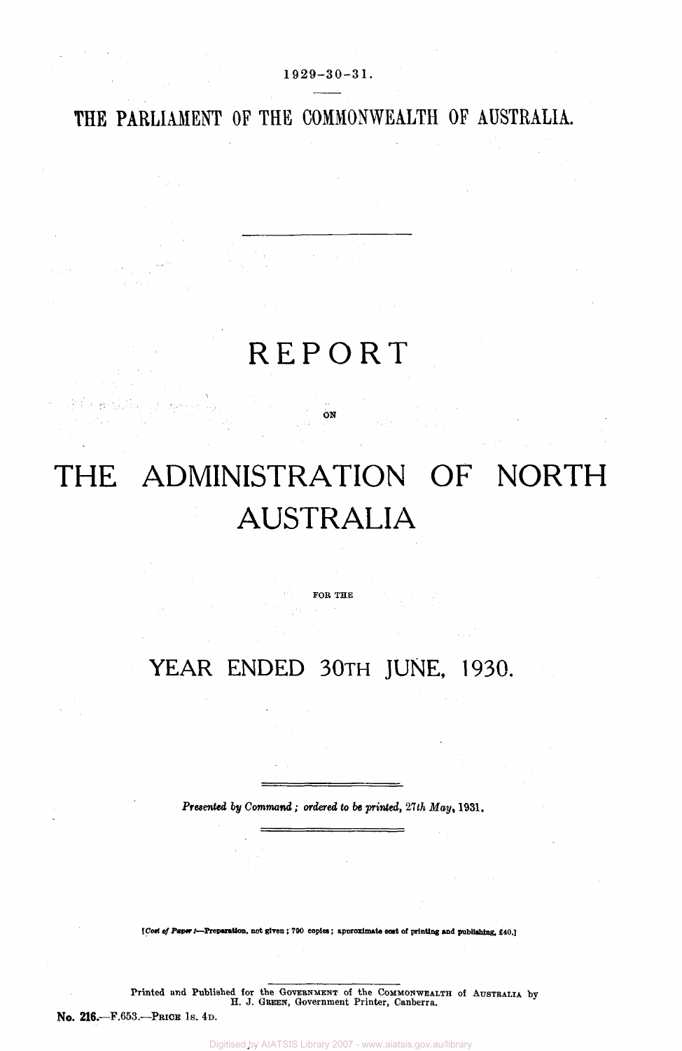1929-30-31.

THE PARLIAMENT OF THE COMMONWEALTH OF AUSTRALIA.

# REPORT

ON

# THE ADMINISTRATION OF NORTH AUSTRALIA

FOR THE

## YEAR ENDED 30TH JUNE, 1930.

*Presented by Command; ordered to be printed, 27th May, 1931.*

[*Cost of Paper*:—Preparation, not given; 790 copies; approximate cost of printing and publishing, £40.]

Printed and Published for the GOVERNMENT of the COMMONWEALTH of AUSTRALIA by H. J. GREEN, Government Printer, Canberra.

**No. 216.**—F.653.—PRICE 1s. 4D.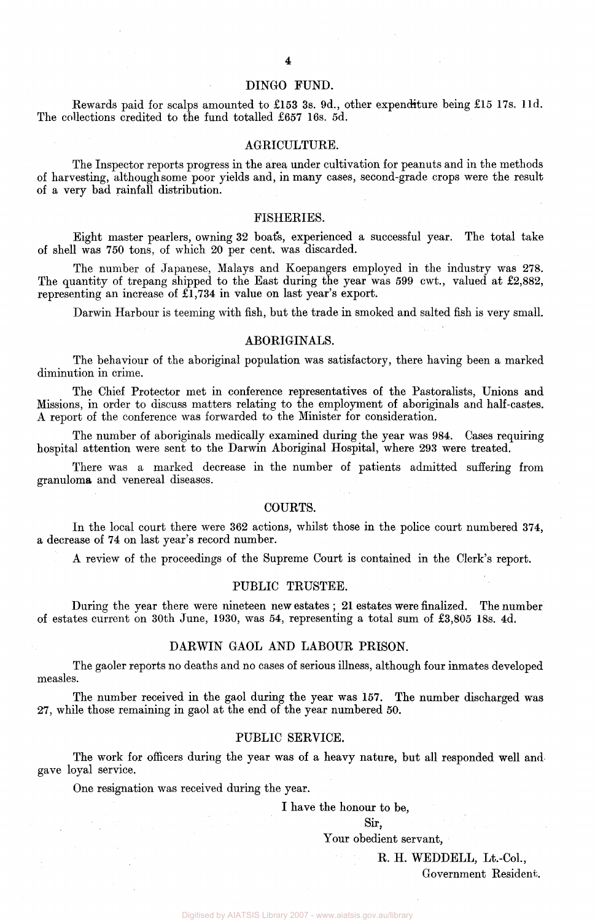## DINGO FUND.

Rewards paid for scalps amounted to £153 3s. 9d., other expenditure being £15 17s. 11d. The collections credited to the fund totalled £657 16s. 5d.

## AGRICULTURE.

The Inspector reports progress in the area under cultivation for peanuts and in the methods of harvesting, although some poor yields and, in many cases, second-grade crops were the result of a very bad rainfall distribution.

## FISHERIES.

Eight master pearlers, owning 32 boats, experienced a successful year. The total take of shell was 750 tons, of which 20 per cent. was discarded.

The number of Japanese, Malays and Koepangers employed in the industry was 278. The quantity of trepang shipped to the East during the year was 599 cwt., valued at £2,882, representing an increase of £1,734 in value on last year's export.

Darwin Harbour is teeming with fish, but the trade in smoked and salted fish is very small.

## ABORIGINALS.

The behaviour of the aboriginal population was satisfactory, there having been a marked diminution in crime.

The Chief Protector met in conference representatives of the Pastoralists, Unions and Missions, in order to discuss matters relating to the employment of aboriginals and half-castes. A report of the conference was forwarded to the Minister for consideration.

The number of aboriginals medically examined during the year was 984. Cases requiring hospital attention were sent to the Darwin Aboriginal Hospital, where 293 were treated.

There was a marked decrease in the number of patients admitted suffering from granuloma and venereal diseases.

## COURTS.

In the local court there were 362 actions, whilst those in the police court numbered 374, a decrease of 74 on last year's record number.

A review of the proceedings of the Supreme Court is contained in the Clerk's report.

## PUBLIC TRUSTEE.

During the year there were nineteen new estates; 21 estates were finalized. The number of estates current on 30th June, 1930, was 54, representing a total sum of £3,805 18s. 4d.

## DARWIN GAOL AND LABOUR PRISON.

The gaoler reports no deaths and no cases of serious illness, although four inmates developed measles.

The number received in the gaol during the year was 157. The number discharged was 27, while those remaining in gaol at the end of the year numbered 50.

## PUBLIC SERVICE.

The work for officers during the year was of a heavy nature, but all responded well and gave loyal service.

One resignation was received during the year.

I have the honour to be,

Sir,

Your obedient servant,

R. H. WEDDELL, Lt.-Col.,

Government Resident.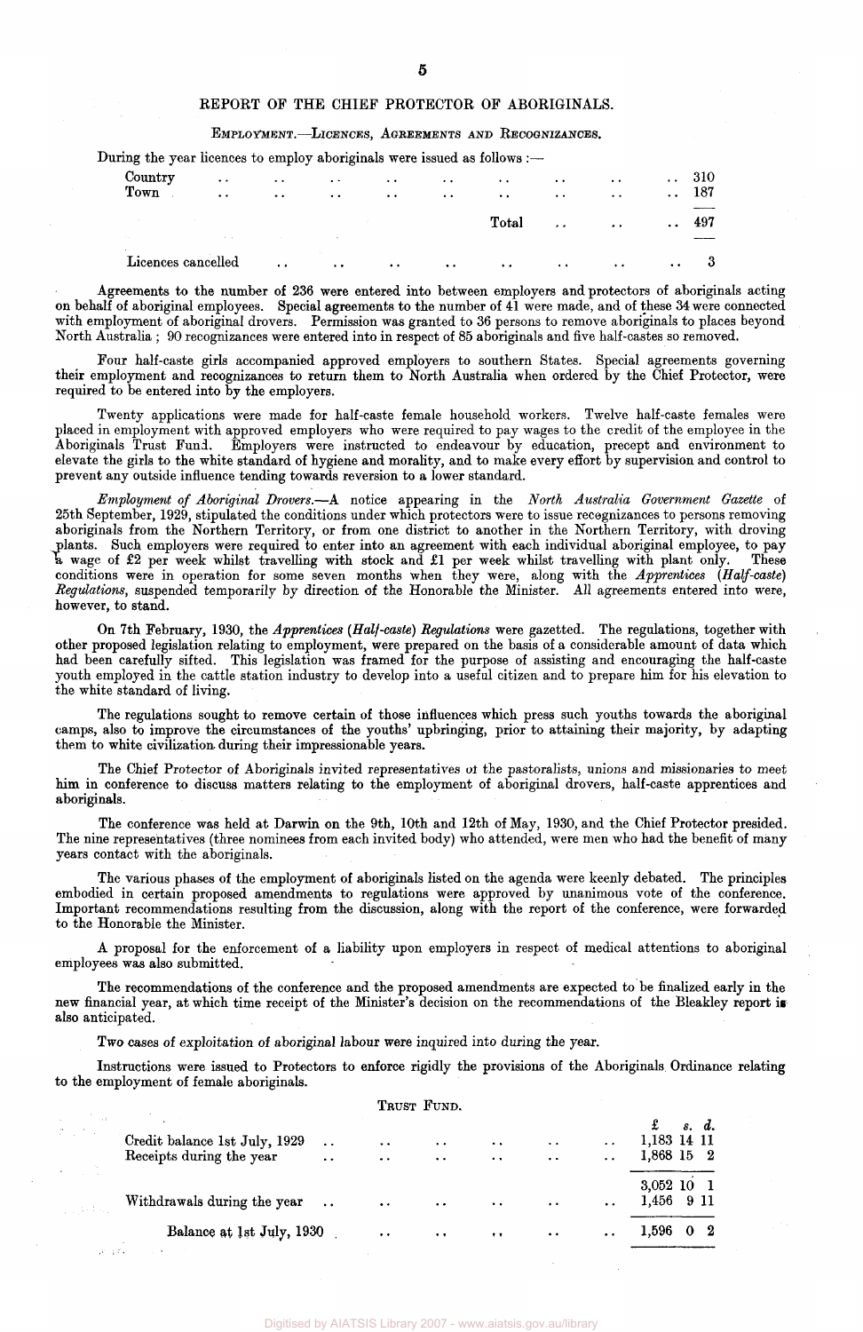## REPORT OF THE CHIEF PROTECTOR OF ABORIGINALS.

### EMPLOYMENT.—LICENCES, AGREEMENTS AND RECOGNIZANCES.

During the year licences to employ aboriginals were issued as follows :—

| | |
|---|---|
| Country | 310 |
| Town | 187 |
| Total | 497 |
| Licences cancelled | 3 |

Agreements to the number of 236 were entered into between employers and protectors of aboriginals acting on behalf of aboriginal employees. Special agreements to the number of 41 were made, and of these 34 were connected with employment of aboriginal drovers. Permission was granted to 36 persons to remove aboriginals to places beyond North Australia ; 90 recognizances were entered into in respect of 85 aboriginals and five half-castes so removed.

Four half-caste girls accompanied approved employers to southern States. Special agreements governing their employment and recognizances to return them to North Australia when ordered by the Chief Protector, were required to be entered into by the employers.

Twenty applications were made for half-caste female household workers. Twelve half-caste females were placed in employment with approved employers who were required to pay wages to the credit of the employee in the Aboriginals Trust Fund. Employers were instructed to endeavour by education, precept and environment to elevate the girls to the white standard of hygiene and morality, and to make every effort by supervision and control to prevent any outside influence tending towards reversion to a lower standard.

*Employment of Aboriginal Drovers.*—A notice appearing in the *North Australia Government Gazette* of 25th September, 1929, stipulated the conditions under which protectors were to issue recognizances to persons removing aboriginals from the Northern Territory, or from one district to another in the Northern Territory, with droving plants. Such employers were required to enter into an agreement with each individual aboriginal employee, to pay a wage of £2 per week whilst travelling with stock and £1 per week whilst travelling with plant only. These conditions were in operation for some seven months when they were, along with the *Apprentices (Half-caste) Regulations*, suspended temporarily by direction of the Honorable the Minister. All agreements entered into were, however, to stand.

On 7th February, 1930, the *Apprentices (Half-caste) Regulations* were gazetted. The regulations, together with other proposed legislation relating to employment, were prepared on the basis of a considerable amount of data which had been carefully sifted. This legislation was framed for the purpose of assisting and encouraging the half-caste youth employed in the cattle station industry to develop into a useful citizen and to prepare him for his elevation to the white standard of living.

The regulations sought to remove certain of those influences which press such youths towards the aboriginal camps, also to improve the circumstances of the youths' upbringing, prior to attaining their majority, by adapting them to white civilization during their impressionable years.

The Chief Protector of Aboriginals invited representatives of the pastoralists, unions and missionaries to meet him in conference to discuss matters relating to the employment of aboriginal drovers, half-caste apprentices and aboriginals.

The conference was held at Darwin on the 9th, 10th and 12th of May, 1930, and the Chief Protector presided. The nine representatives (three nominees from each invited body) who attended, were men who had the benefit of many years contact with the aboriginals.

The various phases of the employment of aboriginals listed on the agenda were keenly debated. The principles embodied in certain proposed amendments to regulations were approved by unanimous vote of the conference. Important recommendations resulting from the discussion, along with the report of the conference, were forwarded to the Honorable the Minister.

A proposal for the enforcement of a liability upon employers in respect of medical attentions to aboriginal employees was also submitted.

The recommendations of the conference and the proposed amendments are expected to be finalized early in the new financial year, at which time receipt of the Minister's decision on the recommendations of the Bleakley report is also anticipated.

Two cases of exploitation of aboriginal labour were inquired into during the year.

Instructions were issued to Protectors to enforce rigidly the provisions of the Aboriginals Ordinance relating to the employment of female aboriginals.

### TRUST FUND.

| | £ s. d. |
|---|---|
| Credit balance 1st July, 1929 | 1,183 14 11 |
| Receipts during the year | 1,868 15 2 |
| | 3,052 10 1 |
| Withdrawals during the year | 1,456 9 11 |
| Balance at 1st July, 1930 | 1,596 0 2 |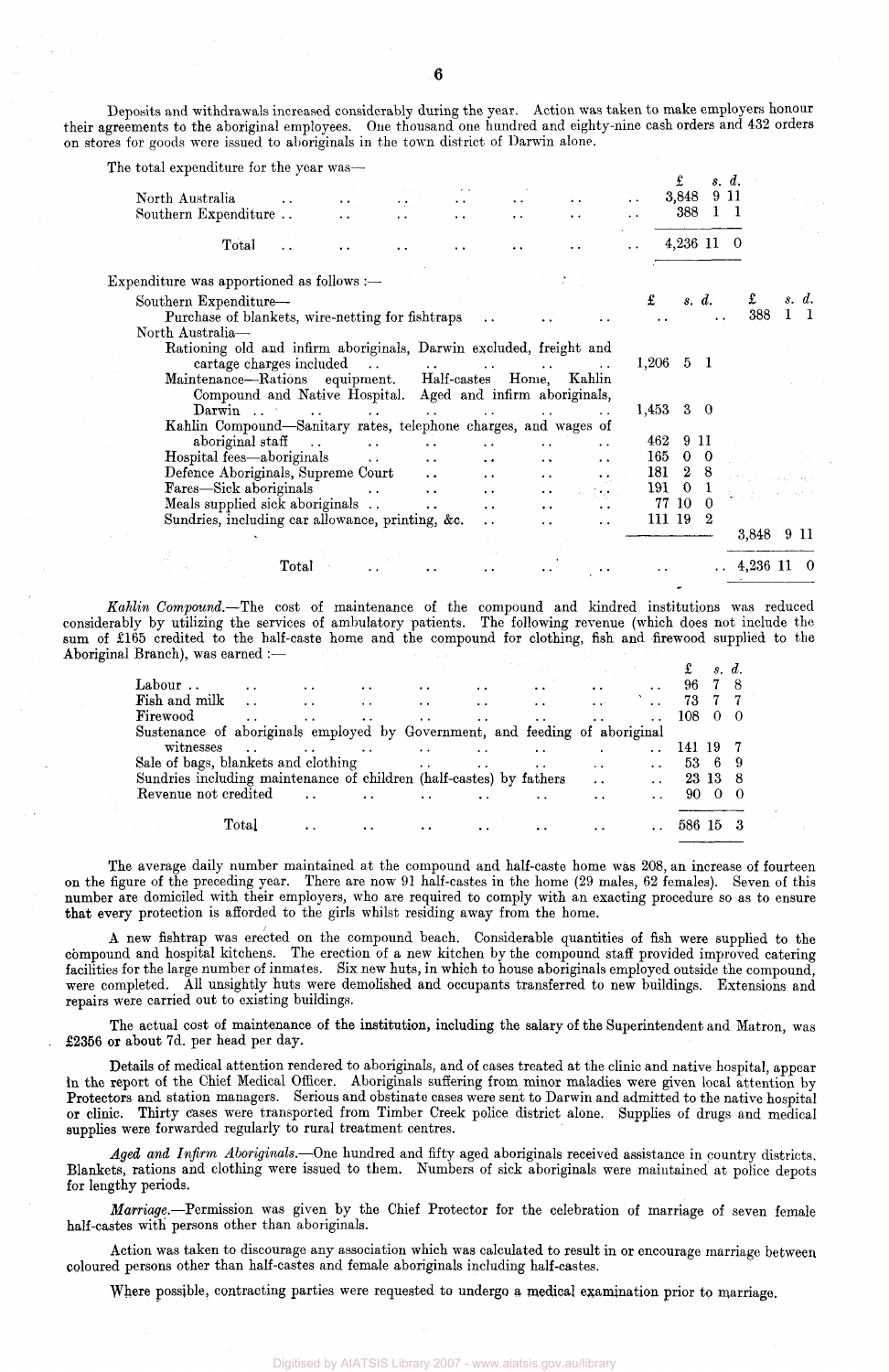Deposits and withdrawals increased considerably during the year. Action was taken to make employers honour their agreements to the aboriginal employees. One thousand one hundred and eighty-nine cash orders and 432 orders on stores for goods were issued to aboriginals in the town district of Darwin alone.

The total expenditure for the year was—

| | £ s. d. |
|---|---|
| North Australia | 3,848 9 11 |
| Southern Expenditure | 388 1 1 |
| Total | 4,236 11 0 |

Expenditure was apportioned as follows :—

| | £ s. d. | £ s. d. |
|---|---|---|
| Southern Expenditure— | | |
| Purchase of blankets, wire-netting for fishtraps | | 388 1 1 |
| North Australia— | | |
| Rationing old and infirm aboriginals, Darwin excluded, freight and cartage charges included | 1,206 5 1 | |
| Maintenance—Rations equipment. Half-castes Home, Kahlin Compound and Native Hospital. Aged and infirm aboriginals, Darwin | 1,453 3 0 | |
| Kahlin Compound—Sanitary rates, telephone charges, and wages of aboriginal staff | 462 9 11 | |
| Hospital fees—aboriginals | 165 0 0 | |
| Defence Aboriginals, Supreme Court | 181 2 8 | |
| Fares—Sick aboriginals | 191 0 1 | |
| Meals supplied sick aboriginals | 77 10 0 | |
| Sundries, including car allowance, printing, &c. | 111 19 2 | |
| | | 3,848 9 11 |
| Total | | 4,236 11 0 |

*Kahlin Compound.*—The cost of maintenance of the compound and kindred institutions was reduced considerably by utilizing the services of ambulatory patients. The following revenue (which does not include the sum of £165 credited to the half-caste home and the compound for clothing, fish and firewood supplied to the Aboriginal Branch), was earned :—

| | £ s. d. |
|---|---|
| Labour | 96 7 8 |
| Fish and milk | 73 7 7 |
| Firewood | 108 0 0 |
| Sustenance of aboriginals employed by Government, and feeding of aboriginal witnesses | 141 19 7 |
| Sale of bags, blankets and clothing | 53 6 9 |
| Sundries including maintenance of children (half-castes) by fathers | 23 13 8 |
| Revenue not credited | 90 0 0 |
| Total | 586 15 3 |

The average daily number maintained at the compound and half-caste home was 208, an increase of fourteen on the figure of the preceding year. There are now 91 half-castes in the home (29 males, 62 females). Seven of this number are domiciled with their employers, who are required to comply with an exacting procedure so as to ensure that every protection is afforded to the girls whilst residing away from the home.

A new fishtrap was erected on the compound beach. Considerable quantities of fish were supplied to the compound and hospital kitchens. The erection of a new kitchen by the compound staff provided improved catering facilities for the large number of inmates. Six new huts, in which to house aboriginals employed outside the compound, were completed. All unsightly huts were demolished and occupants transferred to new buildings. Extensions and repairs were carried out to existing buildings.

The actual cost of maintenance of the institution, including the salary of the Superintendent and Matron, was £2356 or about 7d. per head per day.

Details of medical attention rendered to aboriginals, and of cases treated at the clinic and native hospital, appear in the report of the Chief Medical Officer. Aboriginals suffering from minor maladies were given local attention by Protectors and station managers. Serious and obstinate cases were sent to Darwin and admitted to the native hospital or clinic. Thirty cases were transported from Timber Creek police district alone. Supplies of drugs and medical supplies were forwarded regularly to rural treatment centres.

*Aged and Infirm Aboriginals.*—One hundred and fifty aged aboriginals received assistance in country districts. Blankets, rations and clothing were issued to them. Numbers of sick aboriginals were maintained at police depots for lengthy periods.

*Marriage.*—Permission was given by the Chief Protector for the celebration of marriage of seven female half-castes with persons other than aboriginals.

Action was taken to discourage any association which was calculated to result in or encourage marriage between coloured persons other than half-castes and female aboriginals including half-castes.

Where possible, contracting parties were requested to undergo a medical examination prior to marriage.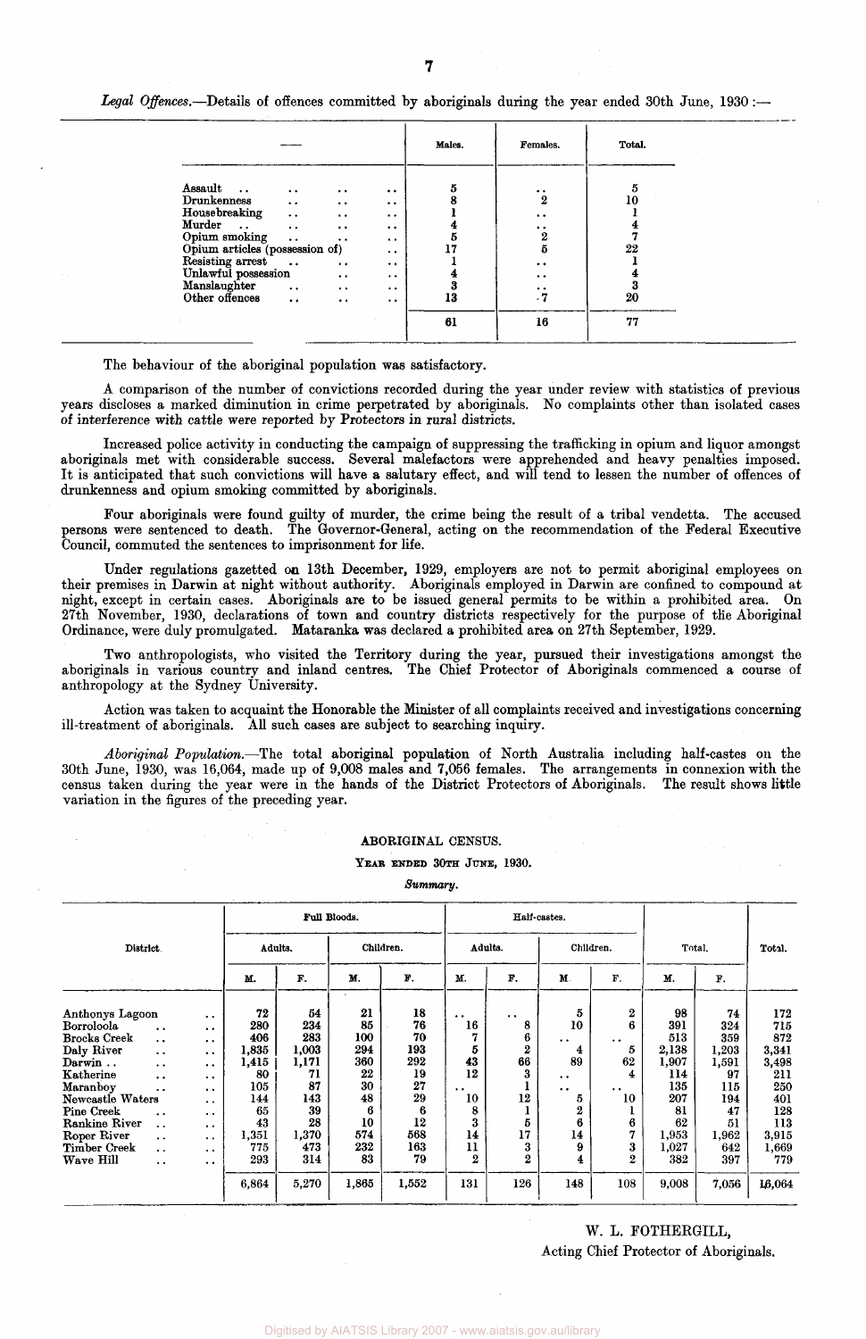*Legal Offences.*—Details of offences committed by aboriginals during the year ended 30th June, 1930:—

| — | Males. | Females. | Total. |
|---|---|---|---|
| Assault | 5 | .. | 5 |
| Drunkenness | 8 | 2 | 10 |
| Housebreaking | 1 | .. | 1 |
| Murder | 4 | .. | 4 |
| Opium smoking | 5 | 2 | 7 |
| Opium articles (possession of) | 17 | 5 | 22 |
| Resisting arrest | 1 | .. | 1 |
| Unlawful possession | 4 | .. | 4 |
| Manslaughter | 3 | .. | 3 |
| Other offences | 13 | 7 | 20 |
| | 61 | 16 | 77 |

The behaviour of the aboriginal population was satisfactory.

A comparison of the number of convictions recorded during the year under review with statistics of previous years discloses a marked diminution in crime perpetrated by aboriginals. No complaints other than isolated cases of interference with cattle were reported by Protectors in rural districts.

Increased police activity in conducting the campaign of suppressing the trafficking in opium and liquor amongst aboriginals met with considerable success. Several malefactors were apprehended and heavy penalties imposed. It is anticipated that such convictions will have a salutary effect, and will tend to lessen the number of offences of drunkenness and opium smoking committed by aboriginals.

Four aboriginals were found guilty of murder, the crime being the result of a tribal vendetta. The accused persons were sentenced to death. The Governor-General, acting on the recommendation of the Federal Executive Council, commuted the sentences to imprisonment for life.

Under regulations gazetted on 13th December, 1929, employers are not to permit aboriginal employees on their premises in Darwin at night without authority. Aboriginals employed in Darwin are confined to compound at night, except in certain cases. Aboriginals are to be issued general permits to be within a prohibited area. On 27th November, 1930, declarations of town and country districts respectively for the purpose of the Aboriginal Ordinance, were duly promulgated. Mataranka was declared a prohibited area on 27th September, 1929.

Two anthropologists, who visited the Territory during the year, pursued their investigations amongst the aboriginals in various country and inland centres. The Chief Protector of Aboriginals commenced a course of anthropology at the Sydney University.

Action was taken to acquaint the Honorable the Minister of all complaints received and investigations concerning ill-treatment of aboriginals. All such cases are subject to searching inquiry.

*Aboriginal Population.*—The total aboriginal population of North Australia including half-castes on the 30th June, 1930, was 16,064, made up of 9,008 males and 7,056 females. The arrangements in connexion with the census taken during the year were in the hands of the District Protectors of Aboriginals. The result shows little variation in the figures of the preceding year.

ABORIGINAL CENSUS.

YEAR ENDED 30TH JUNE, 1930.

*Summary.*

| District. | Full Bloods. | | | | Half-castes. | | | | Total. | | Total. |
|---|---|---|---|---|---|---|---|---|---|---|---|
| | Adults. | | Children. | | Adults. | | Children. | | | | |
| | M. | F. | M. | F. | M. | F. | M. | F. | M. | F. | |
| Anthonys Lagoon | 72 | 54 | 21 | 18 | .. | .. | 5 | 2 | 98 | 74 | 172 |
| Borroloola | 280 | 234 | 85 | 76 | 16 | 8 | 10 | 6 | 391 | 324 | 715 |
| Brocks Creek | 406 | 283 | 100 | 70 | 7 | 6 | .. | .. | 513 | 359 | 872 |
| Daly River | 1,835 | 1,003 | 294 | 193 | 5 | 2 | 4 | 5 | 2,138 | 1,203 | 3,341 |
| Darwin | 1,415 | 1,171 | 360 | 292 | 43 | 66 | 89 | 62 | 1,907 | 1,591 | 3,498 |
| Katherine | 80 | 71 | 22 | 19 | 12 | 3 | .. | 4 | 114 | 97 | 211 |
| Maranboy | 105 | 87 | 30 | 27 | .. | 1 | .. | .. | 135 | 115 | 250 |
| Newcastle Waters | 144 | 143 | 48 | 29 | 10 | 12 | 5 | 10 | 207 | 194 | 401 |
| Pine Creek | 65 | 39 | 6 | 6 | 8 | 1 | 2 | 1 | 81 | 47 | 128 |
| Rankine River | 43 | 28 | 10 | 12 | 3 | 5 | 6 | 6 | 62 | 51 | 113 |
| Roper River | 1,351 | 1,370 | 574 | 568 | 14 | 17 | 14 | 7 | 1,953 | 1,962 | 3,915 |
| Timber Creek | 775 | 473 | 232 | 163 | 11 | 3 | 9 | 3 | 1,027 | 642 | 1,669 |
| Wave Hill | 293 | 314 | 83 | 79 | 2 | 2 | 4 | 2 | 382 | 397 | 779 |
| | 6,864 | 5,270 | 1,865 | 1,552 | 131 | 126 | 148 | 108 | 9,008 | 7,056 | 16,064 |

W. L. FOTHERGILL,
Acting Chief Protector of Aboriginals.